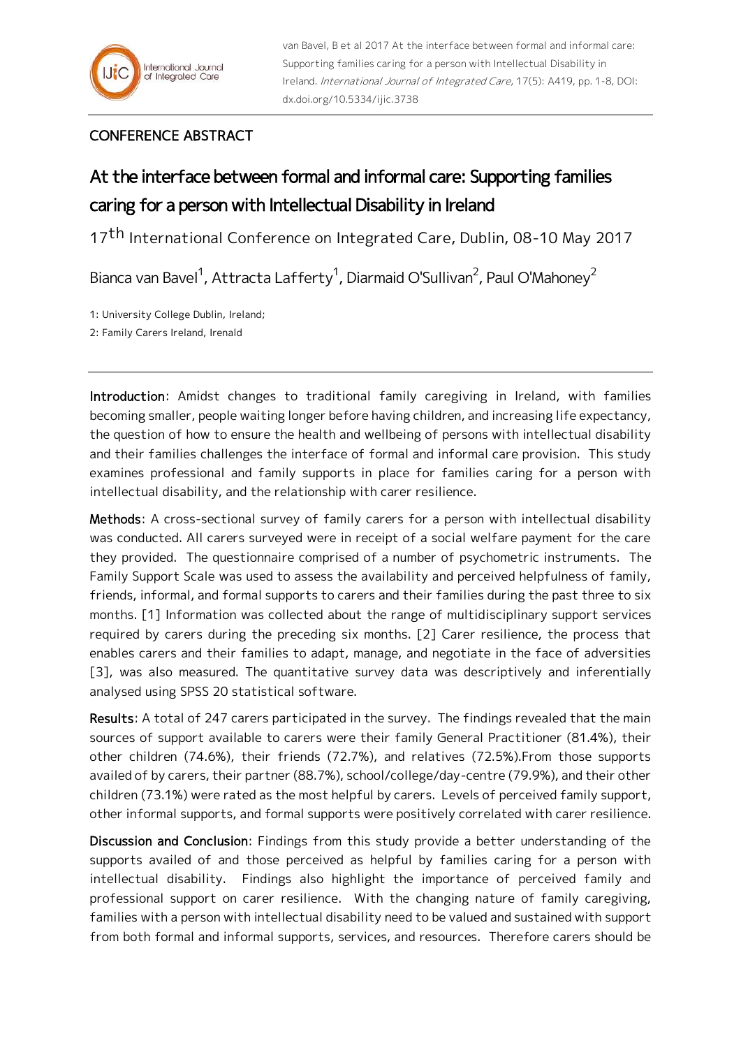CONFERENCE ABSTRACT

# At the interface between formal and informal care: Supporting families caring for a person with Intellectual Disability in Ireland

17th International Conference on Integrated Care, Dublin, 08-10 May 2017

Bianca van Bavel[1], Attracta Lafferty[1], Diarmaid O'Sullivan[2], Paul O'Mahoney[2]

1: University College Dublin, Ireland;

2: Family Carers Ireland, Irenald

---

**Introduction**: Amidst changes to traditional family caregiving in Ireland, with families becoming smaller, people waiting longer before having children, and increasing life expectancy, the question of how to ensure the health and wellbeing of persons with intellectual disability and their families challenges the interface of formal and informal care provision. This study examines professional and family supports in place for families caring for a person with intellectual disability, and the relationship with carer resilience.

**Methods**: A cross-sectional survey of family carers for a person with intellectual disability was conducted. All carers surveyed were in receipt of a social welfare payment for the care they provided. The questionnaire comprised of a number of psychometric instruments. The Family Support Scale was used to assess the availability and perceived helpfulness of family, friends, informal, and formal supports to carers and their families during the past three to six months. [1] Information was collected about the range of multidisciplinary support services required by carers during the preceding six months. [2] Carer resilience, the process that enables carers and their families to adapt, manage, and negotiate in the face of adversities [3], was also measured. The quantitative survey data was descriptively and inferentially analysed using SPSS 20 statistical software.

**Results**: A total of 247 carers participated in the survey. The findings revealed that the main sources of support available to carers were their family General Practitioner (81.4%), their other children (74.6%), their friends (72.7%), and relatives (72.5%).From those supports availed of by carers, their partner (88.7%), school/college/day-centre (79.9%), and their other children (73.1%) were rated as the most helpful by carers. Levels of perceived family support, other informal supports, and formal supports were positively correlated with carer resilience.

**Discussion and Conclusion**: Findings from this study provide a better understanding of the supports availed of and those perceived as helpful by families caring for a person with intellectual disability. Findings also highlight the importance of perceived family and professional support on carer resilience. With the changing nature of family caregiving, families with a person with intellectual disability need to be valued and sustained with support from both formal and informal supports, services, and resources. Therefore carers should be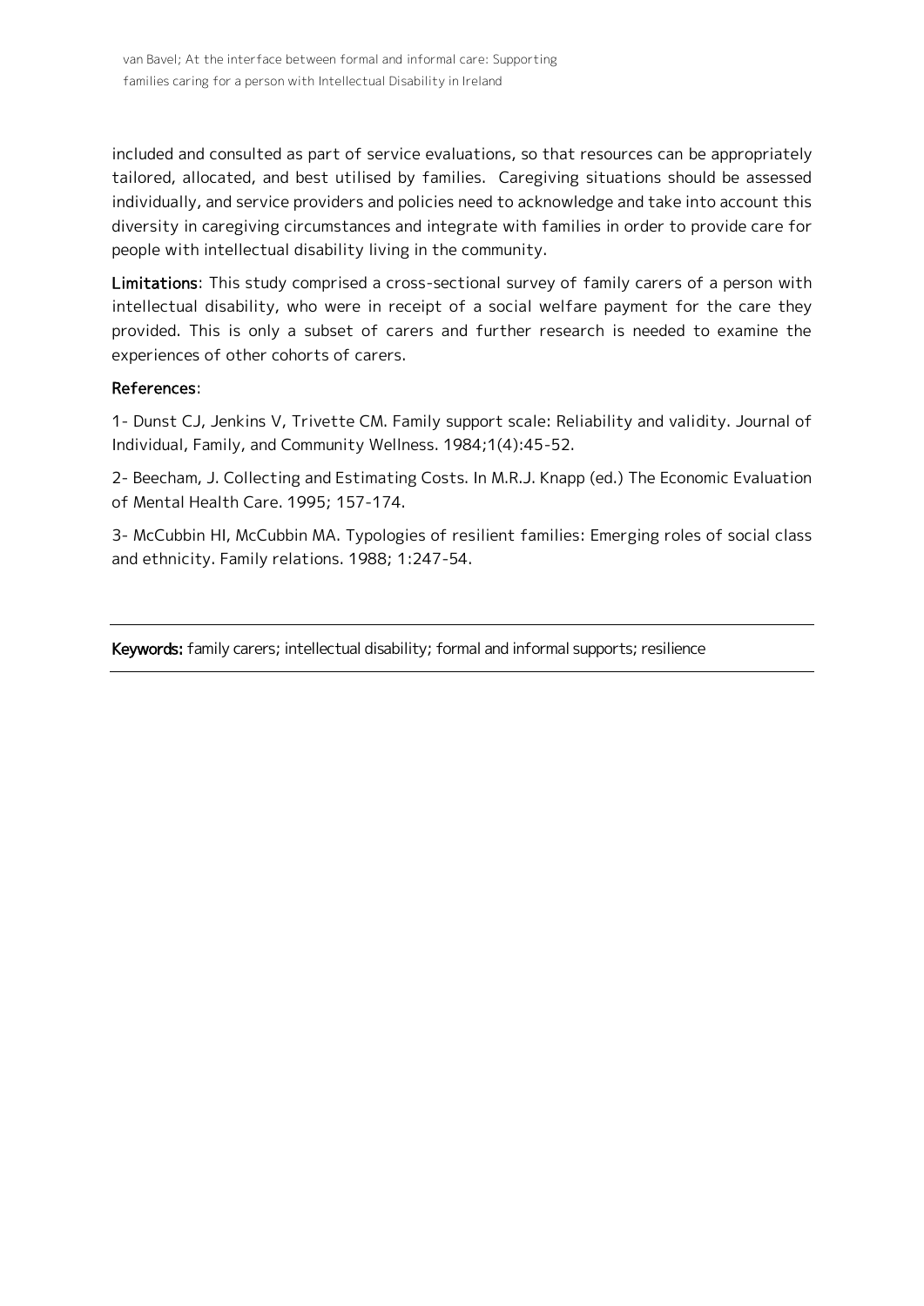included and consulted as part of service evaluations, so that resources can be appropriately tailored, allocated, and best utilised by families. Caregiving situations should be assessed individually, and service providers and policies need to acknowledge and take into account this diversity in caregiving circumstances and integrate with families in order to provide care for people with intellectual disability living in the community.

**Limitations**: This study comprised a cross-sectional survey of family carers of a person with intellectual disability, who were in receipt of a social welfare payment for the care they provided. This is only a subset of carers and further research is needed to examine the experiences of other cohorts of carers.

**References**:

1- Dunst CJ, Jenkins V, Trivette CM. Family support scale: Reliability and validity. Journal of Individual, Family, and Community Wellness. 1984;1(4):45-52.

2- Beecham, J. Collecting and Estimating Costs. In M.R.J. Knapp (ed.) The Economic Evaluation of Mental Health Care. 1995; 157-174.

3- McCubbin HI, McCubbin MA. Typologies of resilient families: Emerging roles of social class and ethnicity. Family relations. 1988; 1:247-54.

---

**Keywords:** family carers; intellectual disability; formal and informal supports; resilience

---